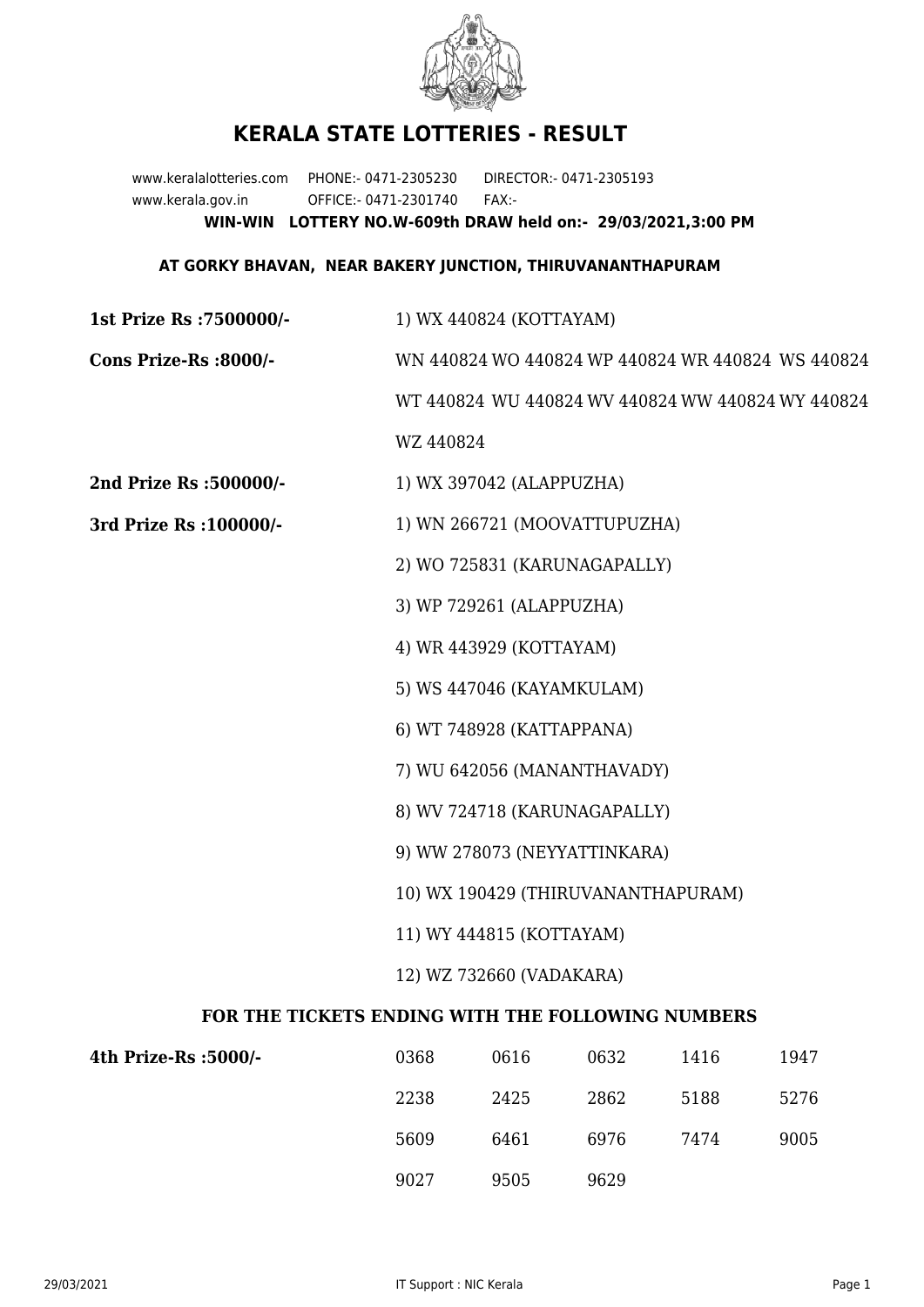# KERALA STATE LOTTERIES - RESULT

www.keralalotteries.com PHONE:- 0471-2305230 DIRECTOR:- 0471-2305193
www.kerala.gov.in OFFICE:- 0471-2301740 FAX:-

**WIN-WIN LOTTERY NO.W-609th DRAW held on:- 29/03/2021,3:00 PM**

**AT GORKY BHAVAN, NEAR BAKERY JUNCTION, THIRUVANANTHAPURAM**

**1st Prize Rs :7500000/-** 1) WX 440824 (KOTTAYAM)

**Cons Prize-Rs :8000/-** WN 440824 WO 440824 WP 440824 WR 440824 WS 440824 WT 440824 WU 440824 WV 440824 WW 440824 WY 440824 WZ 440824

**2nd Prize Rs :500000/-** 1) WX 397042 (ALAPPUZHA)

**3rd Prize Rs :100000/-**

1) WN 266721 (MOOVATTUPUZHA)
2) WO 725831 (KARUNAGAPALLY)
3) WP 729261 (ALAPPUZHA)
4) WR 443929 (KOTTAYAM)
5) WS 447046 (KAYAMKULAM)
6) WT 748928 (KATTAPPANA)
7) WU 642056 (MANANTHAVADY)
8) WV 724718 (KARUNAGAPALLY)
9) WW 278073 (NEYYATTINKARA)
10) WX 190429 (THIRUVANANTHAPURAM)
11) WY 444815 (KOTTAYAM)
12) WZ 732660 (VADAKARA)

**FOR THE TICKETS ENDING WITH THE FOLLOWING NUMBERS**

**4th Prize-Rs :5000/-**

| | | | | |
|---|---|---|---|---|
| 0368 | 0616 | 0632 | 1416 | 1947 |
| 2238 | 2425 | 2862 | 5188 | 5276 |
| 5609 | 6461 | 6976 | 7474 | 9005 |
| 9027 | 9505 | 9629 | | |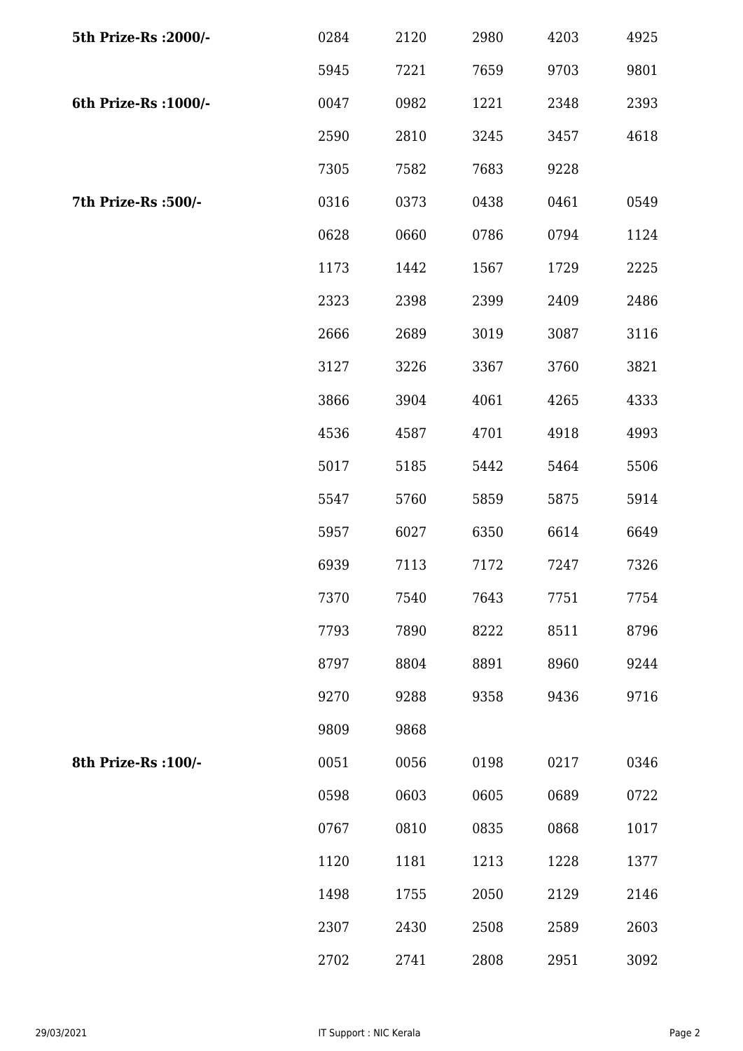| | | | | | |
|---|---|---|---|---|---|
| **5th Prize-Rs :2000/-** | 0284 | 2120 | 2980 | 4203 | 4925 |
| | 5945 | 7221 | 7659 | 9703 | 9801 |
| **6th Prize-Rs :1000/-** | 0047 | 0982 | 1221 | 2348 | 2393 |
| | 2590 | 2810 | 3245 | 3457 | 4618 |
| | 7305 | 7582 | 7683 | 9228 | |
| **7th Prize-Rs :500/-** | 0316 | 0373 | 0438 | 0461 | 0549 |
| | 0628 | 0660 | 0786 | 0794 | 1124 |
| | 1173 | 1442 | 1567 | 1729 | 2225 |
| | 2323 | 2398 | 2399 | 2409 | 2486 |
| | 2666 | 2689 | 3019 | 3087 | 3116 |
| | 3127 | 3226 | 3367 | 3760 | 3821 |
| | 3866 | 3904 | 4061 | 4265 | 4333 |
| | 4536 | 4587 | 4701 | 4918 | 4993 |
| | 5017 | 5185 | 5442 | 5464 | 5506 |
| | 5547 | 5760 | 5859 | 5875 | 5914 |
| | 5957 | 6027 | 6350 | 6614 | 6649 |
| | 6939 | 7113 | 7172 | 7247 | 7326 |
| | 7370 | 7540 | 7643 | 7751 | 7754 |
| | 7793 | 7890 | 8222 | 8511 | 8796 |
| | 8797 | 8804 | 8891 | 8960 | 9244 |
| | 9270 | 9288 | 9358 | 9436 | 9716 |
| | 9809 | 9868 | | | |
| **8th Prize-Rs :100/-** | 0051 | 0056 | 0198 | 0217 | 0346 |
| | 0598 | 0603 | 0605 | 0689 | 0722 |
| | 0767 | 0810 | 0835 | 0868 | 1017 |
| | 1120 | 1181 | 1213 | 1228 | 1377 |
| | 1498 | 1755 | 2050 | 2129 | 2146 |
| | 2307 | 2430 | 2508 | 2589 | 2603 |
| | 2702 | 2741 | 2808 | 2951 | 3092 |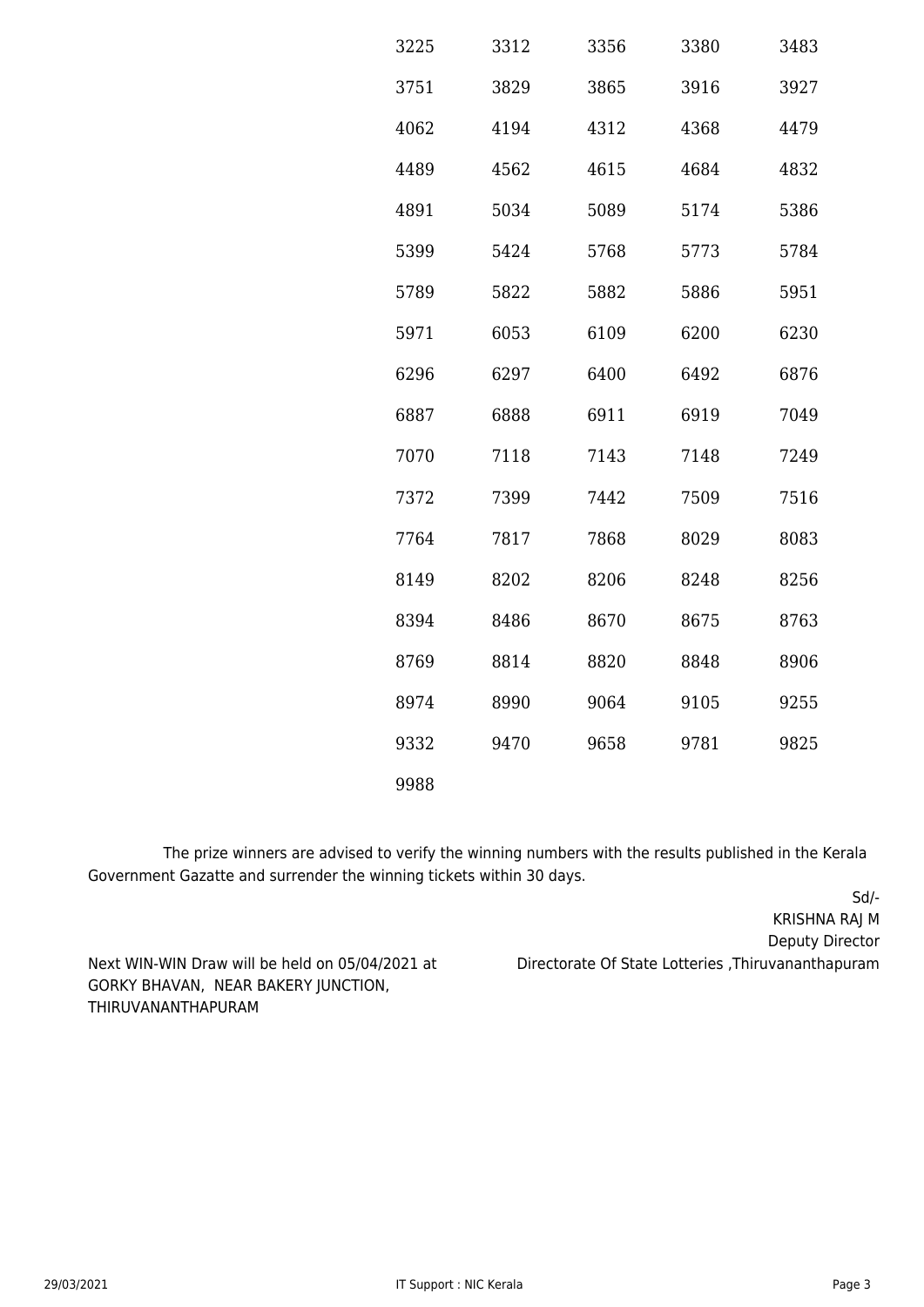| | | | | |
|---|---|---|---|---|
| 3225 | 3312 | 3356 | 3380 | 3483 |
| 3751 | 3829 | 3865 | 3916 | 3927 |
| 4062 | 4194 | 4312 | 4368 | 4479 |
| 4489 | 4562 | 4615 | 4684 | 4832 |
| 4891 | 5034 | 5089 | 5174 | 5386 |
| 5399 | 5424 | 5768 | 5773 | 5784 |
| 5789 | 5822 | 5882 | 5886 | 5951 |
| 5971 | 6053 | 6109 | 6200 | 6230 |
| 6296 | 6297 | 6400 | 6492 | 6876 |
| 6887 | 6888 | 6911 | 6919 | 7049 |
| 7070 | 7118 | 7143 | 7148 | 7249 |
| 7372 | 7399 | 7442 | 7509 | 7516 |
| 7764 | 7817 | 7868 | 8029 | 8083 |
| 8149 | 8202 | 8206 | 8248 | 8256 |
| 8394 | 8486 | 8670 | 8675 | 8763 |
| 8769 | 8814 | 8820 | 8848 | 8906 |
| 8974 | 8990 | 9064 | 9105 | 9255 |
| 9332 | 9470 | 9658 | 9781 | 9825 |
| 9988 | | | | |

The prize winners are advised to verify the winning numbers with the results published in the Kerala Government Gazatte and surrender the winning tickets within 30 days.

Sd/-
KRISHNA RAJ M
Deputy Director
Directorate Of State Lotteries ,Thiruvananthapuram

Next WIN-WIN Draw will be held on 05/04/2021 at GORKY BHAVAN, NEAR BAKERY JUNCTION, THIRUVANANTHAPURAM